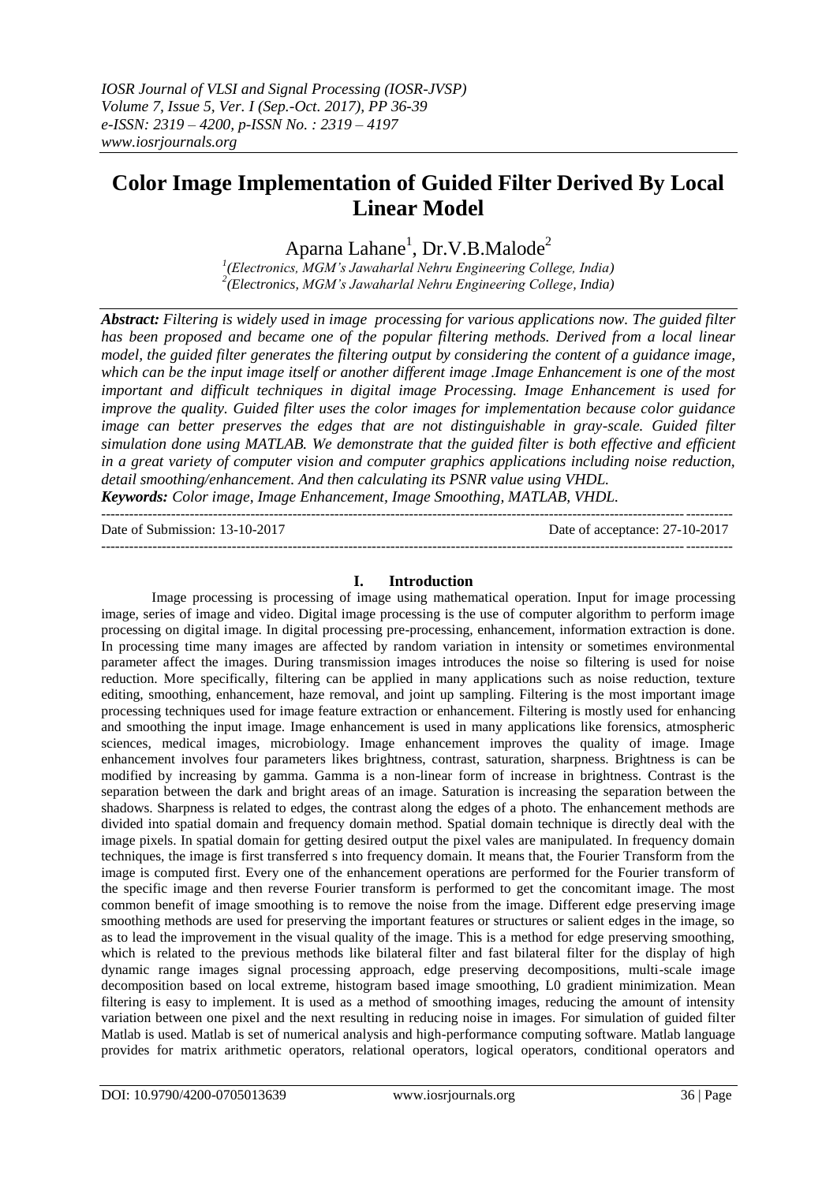# Color Image Implementation of Guided Filter Derived By Local Linear Model

Aparna Lahane[1], Dr.V.B.Malode[2]

[1](Electronics, MGM's Jawaharlal Nehru Engineering College, India)
[2](Electronics, MGM's Jawaharlal Nehru Engineering College, India)

***Abstract:*** *Filtering is widely used in image processing for various applications now. The guided filter has been proposed and became one of the popular filtering methods. Derived from a local linear model, the guided filter generates the filtering output by considering the content of a guidance image, which can be the input image itself or another different image .Image Enhancement is one of the most important and difficult techniques in digital image Processing. Image Enhancement is used for improve the quality. Guided filter uses the color images for implementation because color guidance image can better preserves the edges that are not distinguishable in gray-scale. Guided filter simulation done using MATLAB. We demonstrate that the guided filter is both effective and efficient in a great variety of computer vision and computer graphics applications including noise reduction, detail smoothing/enhancement. And then calculating its PSNR value using VHDL.*

***Keywords:*** *Color image, Image Enhancement, Image Smoothing, MATLAB, VHDL.*

---

Date of Submission: 13-10-2017 Date of acceptance: 27-10-2017

---

## I. Introduction

Image processing is processing of image using mathematical operation. Input for image processing image, series of image and video. Digital image processing is the use of computer algorithm to perform image processing on digital image. In digital processing pre-processing, enhancement, information extraction is done. In processing time many images are affected by random variation in intensity or sometimes environmental parameter affect the images. During transmission images introduces the noise so filtering is used for noise reduction. More specifically, filtering can be applied in many applications such as noise reduction, texture editing, smoothing, enhancement, haze removal, and joint up sampling. Filtering is the most important image processing techniques used for image feature extraction or enhancement. Filtering is mostly used for enhancing and smoothing the input image. Image enhancement is used in many applications like forensics, atmospheric sciences, medical images, microbiology. Image enhancement improves the quality of image. Image enhancement involves four parameters likes brightness, contrast, saturation, sharpness. Brightness is can be modified by increasing by gamma. Gamma is a non-linear form of increase in brightness. Contrast is the separation between the dark and bright areas of an image. Saturation is increasing the separation between the shadows. Sharpness is related to edges, the contrast along the edges of a photo. The enhancement methods are divided into spatial domain and frequency domain method. Spatial domain technique is directly deal with the image pixels. In spatial domain for getting desired output the pixel vales are manipulated. In frequency domain techniques, the image is first transferred s into frequency domain. It means that, the Fourier Transform from the image is computed first. Every one of the enhancement operations are performed for the Fourier transform of the specific image and then reverse Fourier transform is performed to get the concomitant image. The most common benefit of image smoothing is to remove the noise from the image. Different edge preserving image smoothing methods are used for preserving the important features or structures or salient edges in the image, so as to lead the improvement in the visual quality of the image. This is a method for edge preserving smoothing, which is related to the previous methods like bilateral filter and fast bilateral filter for the display of high dynamic range images signal processing approach, edge preserving decompositions, multi-scale image decomposition based on local extreme, histogram based image smoothing, L0 gradient minimization. Mean filtering is easy to implement. It is used as a method of smoothing images, reducing the amount of intensity variation between one pixel and the next resulting in reducing noise in images. For simulation of guided filter Matlab is used. Matlab is set of numerical analysis and high-performance computing software. Matlab language provides for matrix arithmetic operators, relational operators, logical operators, conditional operators and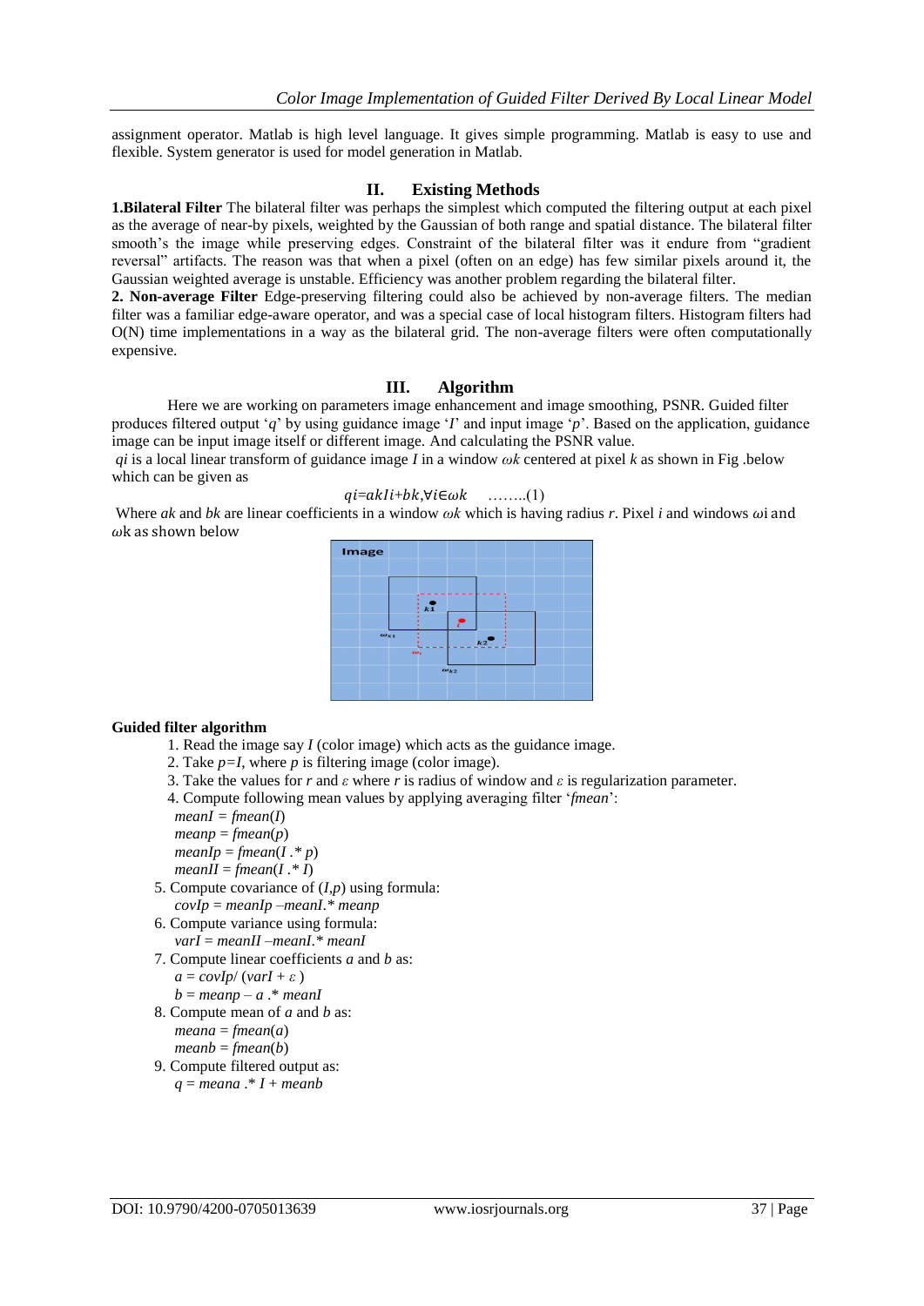assignment operator. Matlab is high level language. It gives simple programming. Matlab is easy to use and flexible. System generator is used for model generation in Matlab.

## II. Existing Methods

**1.Bilateral Filter** The bilateral filter was perhaps the simplest which computed the filtering output at each pixel as the average of near-by pixels, weighted by the Gaussian of both range and spatial distance. The bilateral filter smooth's the image while preserving edges. Constraint of the bilateral filter was it endure from "gradient reversal" artifacts. The reason was that when a pixel (often on an edge) has few similar pixels around it, the Gaussian weighted average is unstable. Efficiency was another problem regarding the bilateral filter.

**2. Non-average Filter** Edge-preserving filtering could also be achieved by non-average filters. The median filter was a familiar edge-aware operator, and was a special case of local histogram filters. Histogram filters had O(N) time implementations in a way as the bilateral grid. The non-average filters were often computationally expensive.

## III. Algorithm

Here we are working on parameters image enhancement and image smoothing, PSNR. Guided filter produces filtered output '*q*' by using guidance image '*I*' and input image '*p*'. Based on the application, guidance image can be input image itself or different image. And calculating the PSNR value.

$q_i$ is a local linear transform of guidance image *I* in a window $\omega_k$ centered at pixel *k* as shown in Fig .below which can be given as

$$q_i = a_k I_i + b_k, \forall i \in \omega_k \quad \text{........(1)}$$

Where $a_k$ and $b_k$ are linear coefficients in a window $\omega_k$ which is having radius *r*. Pixel *i* and windows $\omega_i$ and $\omega_k$ as shown below

Image

k1

i

k2

$\omega_{k1}$

$\omega_i$

$\omega_{k2}$

**Guided filter algorithm**

1. Read the image say *I* (color image) which acts as the guidance image.
2. Take *p=I*, where *p* is filtering image (color image).
3. Take the values for *r* and *ε* where *r* is radius of window and *ε* is regularization parameter.
4. Compute following mean values by applying averaging filter '*fmean*':
   *meanI = fmean(I)*
   *meanp = fmean(p)*
   *meanIp = fmean(I .* p)*
   *meanII = fmean(I .* I)*
5. Compute covariance of (*I*,*p*) using formula:
   *covIp = meanIp –meanI.* meanp*
6. Compute variance using formula:
   *varI = meanII –meanI.* meanI*
7. Compute linear coefficients *a* and *b* as:
   *a = covIp/ (varI + ε )*
   *b = meanp – a .* meanI*
8. Compute mean of *a* and *b* as:
   *meana = fmean(a)*
   *meanb = fmean(b)*
9. Compute filtered output as:
   *q = meana .* I + meanb*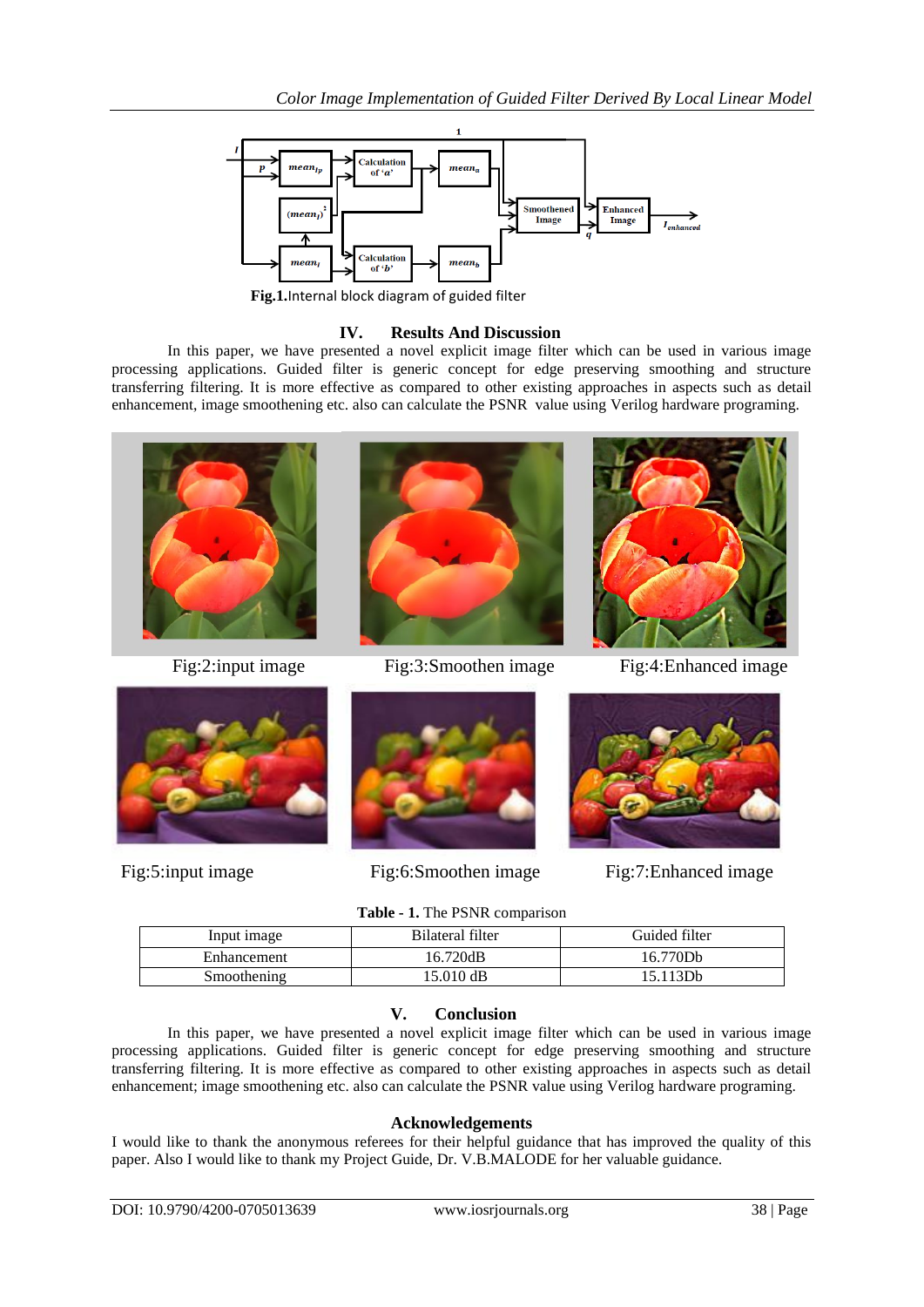Fig.1.Internal block diagram of guided filter

## IV. Results And Discussion

In this paper, we have presented a novel explicit image filter which can be used in various image processing applications. Guided filter is generic concept for edge preserving smoothing and structure transferring filtering. It is more effective as compared to other existing approaches in aspects such as detail enhancement, image smoothening etc. also can calculate the PSNR value using Verilog hardware programing.

Fig:2:input image Fig:3:Smoothen image Fig:4:Enhanced image

Fig:5:input image Fig:6:Smoothen image Fig:7:Enhanced image

**Table - 1.** The PSNR comparison

| Input image | Bilateral filter | Guided filter |
|---|---|---|
| Enhancement | 16.720dB | 16.770Db |
| Smoothening | 15.010 dB | 15.113Db |

## V. Conclusion

In this paper, we have presented a novel explicit image filter which can be used in various image processing applications. Guided filter is generic concept for edge preserving smoothing and structure transferring filtering. It is more effective as compared to other existing approaches in aspects such as detail enhancement; image smoothening etc. also can calculate the PSNR value using Verilog hardware programing.

## Acknowledgements

I would like to thank the anonymous referees for their helpful guidance that has improved the quality of this paper. Also I would like to thank my Project Guide, Dr. V.B.MALODE for her valuable guidance.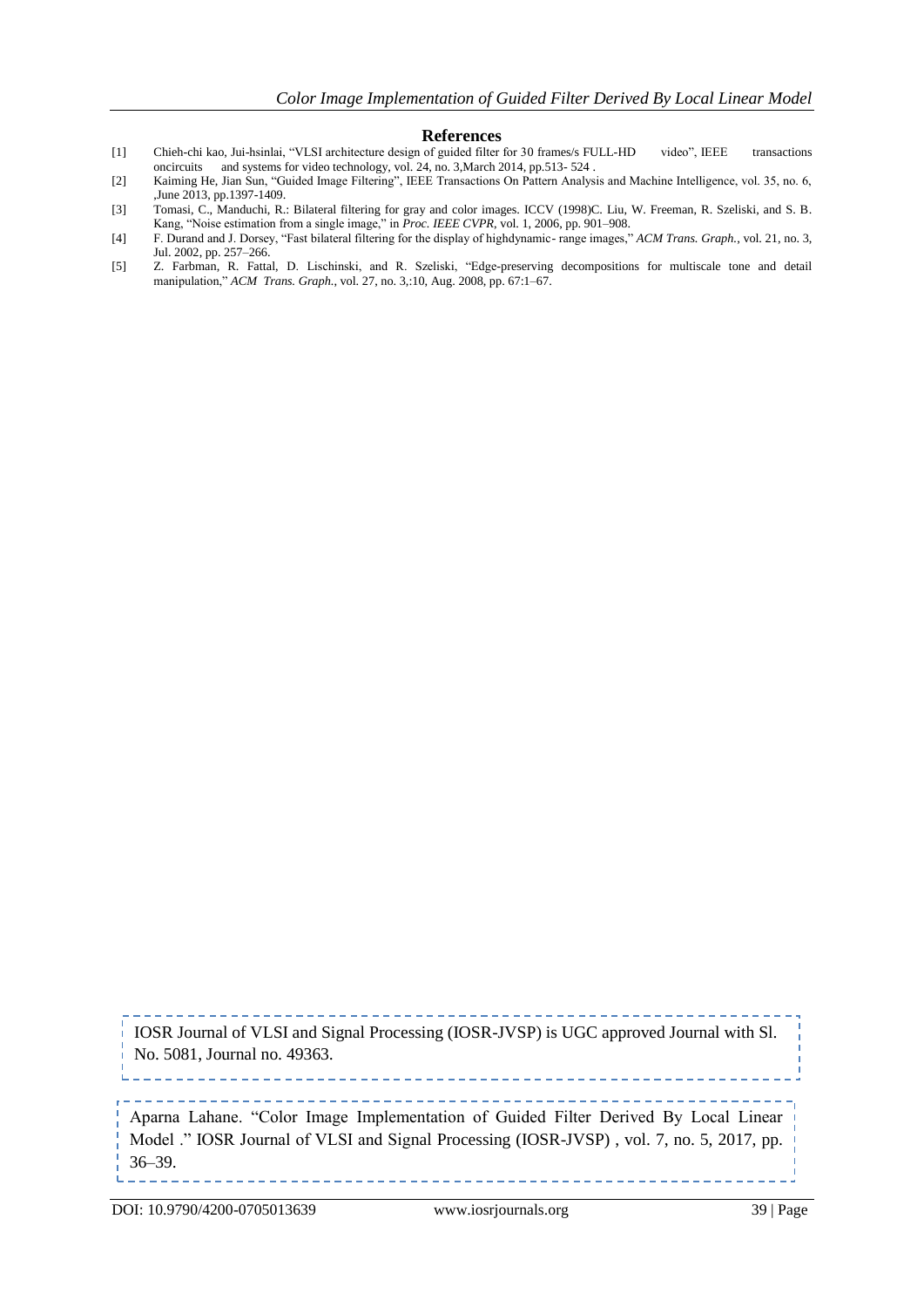## References

[1] Chieh-chi kao, Jui-hsinlai, "VLSI architecture design of guided filter for 30 frames/s FULL-HD video", IEEE transactions oncircuits and systems for video technology, vol. 24, no. 3,March 2014, pp.513- 524 .

[2] Kaiming He, Jian Sun, "Guided Image Filtering", IEEE Transactions On Pattern Analysis and Machine Intelligence, vol. 35, no. 6, ,June 2013, pp.1397-1409.

[3] Tomasi, C., Manduchi, R.: Bilateral filtering for gray and color images. ICCV (1998)C. Liu, W. Freeman, R. Szeliski, and S. B. Kang, "Noise estimation from a single image," in *Proc. IEEE CVPR*, vol. 1, 2006, pp. 901–908.

[4] F. Durand and J. Dorsey, "Fast bilateral filtering for the display of highdynamic- range images," *ACM Trans. Graph.*, vol. 21, no. 3, Jul. 2002, pp. 257–266.

[5] Z. Farbman, R. Fattal, D. Lischinski, and R. Szeliski, "Edge-preserving decompositions for multiscale tone and detail manipulation," *ACM Trans. Graph.*, vol. 27, no. 3,:10, Aug. 2008, pp. 67:1–67.

IOSR Journal of VLSI and Signal Processing (IOSR-JVSP) is UGC approved Journal with Sl. No. 5081, Journal no. 49363.

Aparna Lahane. "Color Image Implementation of Guided Filter Derived By Local Linear Model ." IOSR Journal of VLSI and Signal Processing (IOSR-JVSP) , vol. 7, no. 5, 2017, pp. 36–39.